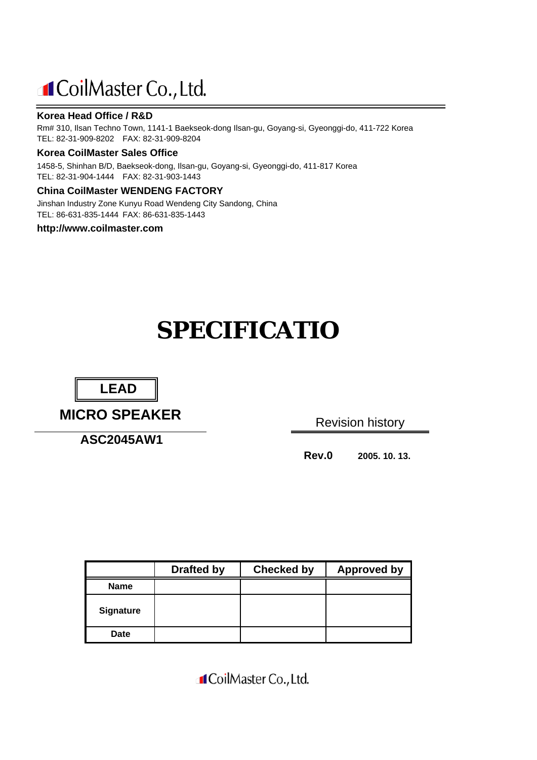# CoilMaster Co., Ltd.

**Korea Head Office / R&D**

Rm# 310, Ilsan Techno Town, 1141-1 Baekseok-dong Ilsan-gu, Goyang-si, Gyeonggi-do, 411-722 Korea
TEL: 82-31-909-8202 FAX: 82-31-909-8204

**Korea CoilMaster Sales Office**

1458-5, Shinhan B/D, Baekseok-dong, Ilsan-gu, Goyang-si, Gyeonggi-do, 411-817 Korea
TEL: 82-31-904-1444 FAX: 82-31-903-1443

**China CoilMaster WENDENG FACTORY**

Jinshan Industry Zone Kunyu Road Wendeng City Sandong, China
TEL: 86-631-835-1444 FAX: 86-631-835-1443

**http://www.coilmaster.com**

# SPECIFICATIO

**LEAD**

## MICRO SPEAKER

**ASC2045AW1**

Revision history

**Rev.0** **2005. 10. 13.**

| | Drafted by | Checked by | Approved by |
|---|---|---|---|
| **Name** | | | |
| **Signature** | | | |
| **Date** | | | |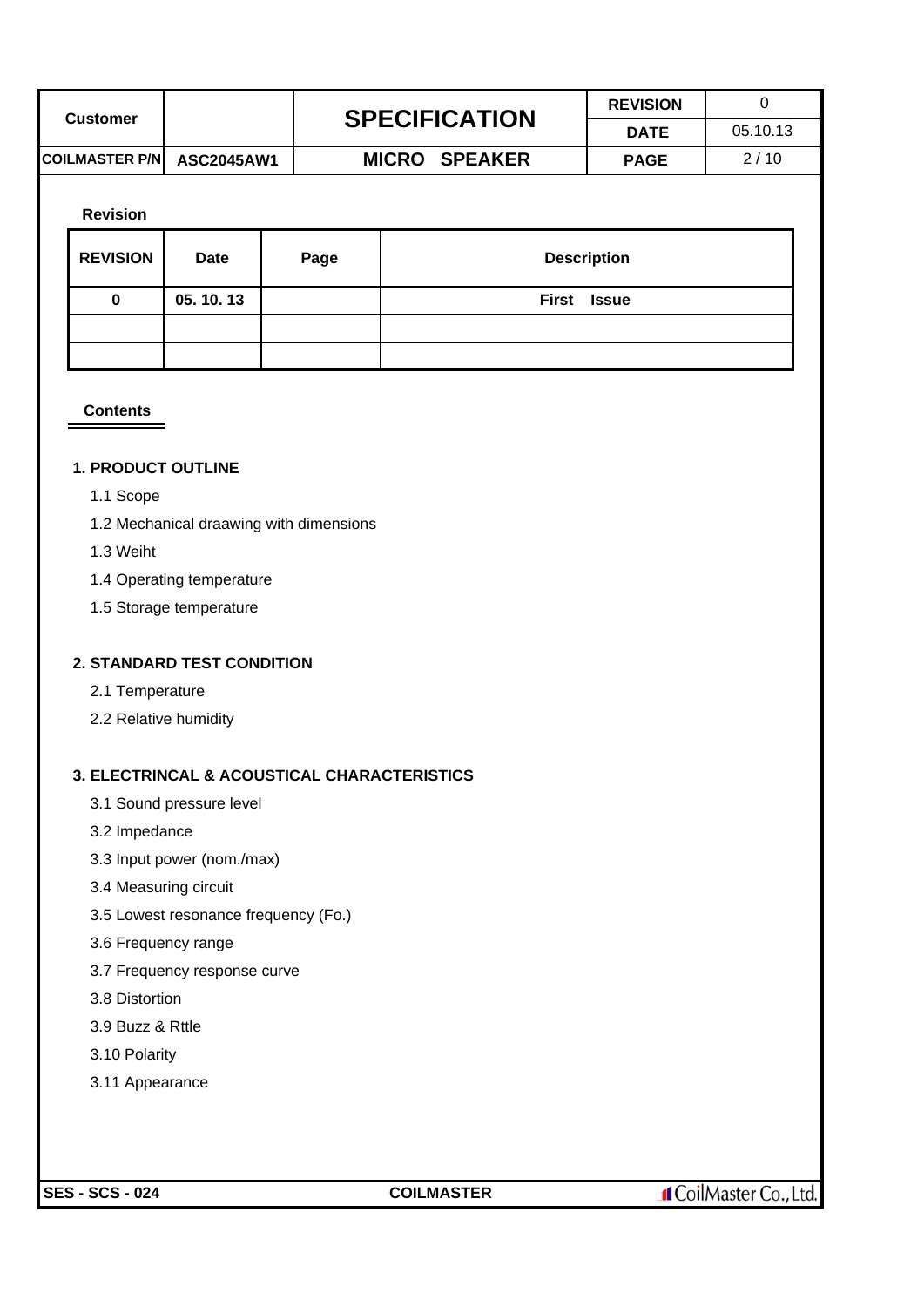| Customer | | SPECIFICATION | REVISION | 0 |
|---|---|---|---|---|
| | | | DATE | 05.10.13 |
| COILMASTER P/N | ASC2045AW1 | MICRO SPEAKER | PAGE | 2 / 10 |

**Revision**

| REVISION | Date | Page | Description |
|---|---|---|---|
| 0 | 05. 10. 13 | | First Issue |
| | | | |
| | | | |

## Contents

### 1. PRODUCT OUTLINE

1.1 Scope

1.2 Mechanical draawing with dimensions

1.3 Weiht

1.4 Operating temperature

1.5 Storage temperature

### 2. STANDARD TEST CONDITION

2.1 Temperature

2.2 Relative humidity

### 3. ELECTRINCAL & ACOUSTICAL CHARACTERISTICS

3.1 Sound pressure level

3.2 Impedance

3.3 Input power (nom./max)

3.4 Measuring circuit

3.5 Lowest resonance frequency (Fo.)

3.6 Frequency range

3.7 Frequency response curve

3.8 Distortion

3.9 Buzz & Rttle

3.10 Polarity

3.11 Appearance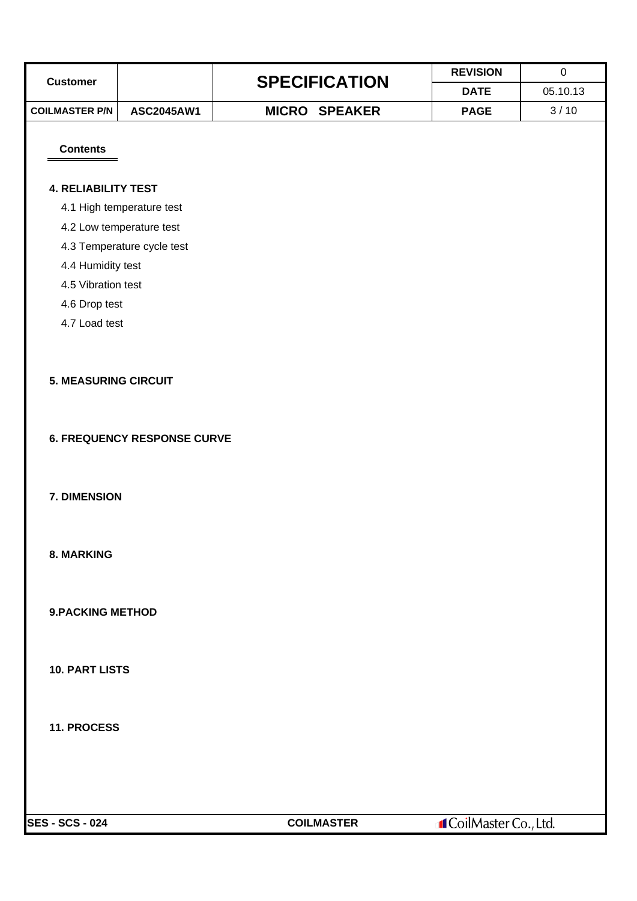**Contents**

**4. RELIABILITY TEST**

- 4.1 High temperature test
- 4.2 Low temperature test
- 4.3 Temperature cycle test
- 4.4 Humidity test
- 4.5 Vibration test
- 4.6 Drop test
- 4.7 Load test

**5. MEASURING CIRCUIT**

**6. FREQUENCY RESPONSE CURVE**

**7. DIMENSION**

**8. MARKING**

**9.PACKING METHOD**

**10. PART LISTS**

**11. PROCESS**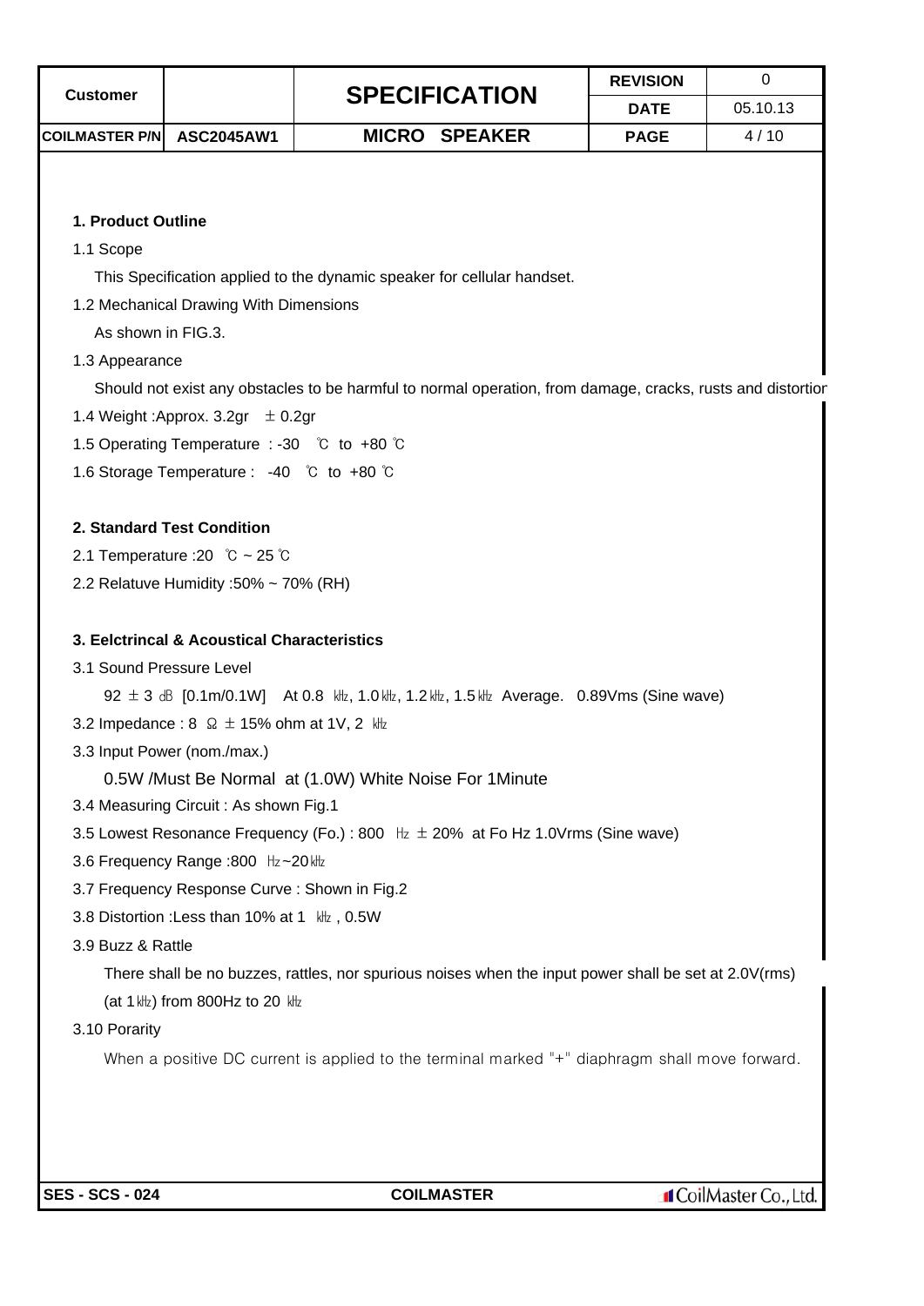| Customer | | SPECIFICATION | REVISION | 0 |
|---|---|---|---|---|
| | | | DATE | 05.10.13 |
| COILMASTER P/N | ASC2045AW1 | MICRO SPEAKER | PAGE | 4 / 10 |

## 1. Product Outline

1.1 Scope

This Specification applied to the dynamic speaker for cellular handset.

1.2 Mechanical Drawing With Dimensions

As shown in FIG.3.

1.3 Appearance

Should not exist any obstacles to be harmful to normal operation, from damage, cracks, rusts and distortion

1.4 Weight :Approx. 3.2gr ± 0.2gr

1.5 Operating Temperature : -30 ℃ to +80 ℃

1.6 Storage Temperature : -40 ℃ to +80 ℃

## 2. Standard Test Condition

2.1 Temperature :20 ℃ ~ 25 ℃

2.2 Relatuve Humidity :50% ~ 70% (RH)

## 3. Eelctrincal & Acoustical Characteristics

3.1 Sound Pressure Level

92 ± 3 ㏈ [0.1m/0.1W] At 0.8 ㎑, 1.0㎑, 1.2㎑, 1.5㎑ Average. 0.89Vms (Sine wave)

3.2 Impedance : 8 Ω ± 15% ohm at 1V, 2 ㎑

3.3 Input Power (nom./max.)

0.5W /Must Be Normal at (1.0W) White Noise For 1Minute

3.4 Measuring Circuit : As shown Fig.1

3.5 Lowest Resonance Frequency (Fo.) : 800 ㎐ ± 20% at Fo Hz 1.0Vrms (Sine wave)

3.6 Frequency Range :800 ㎐~20㎑

3.7 Frequency Response Curve : Shown in Fig.2

3.8 Distortion :Less than 10% at 1 ㎑ , 0.5W

3.9 Buzz & Rattle

There shall be no buzzes, rattles, nor spurious noises when the input power shall be set at 2.0V(rms) (at 1㎑) from 800Hz to 20 ㎑

3.10 Porarity

When a positive DC current is applied to the terminal marked "+" diaphragm shall move forward.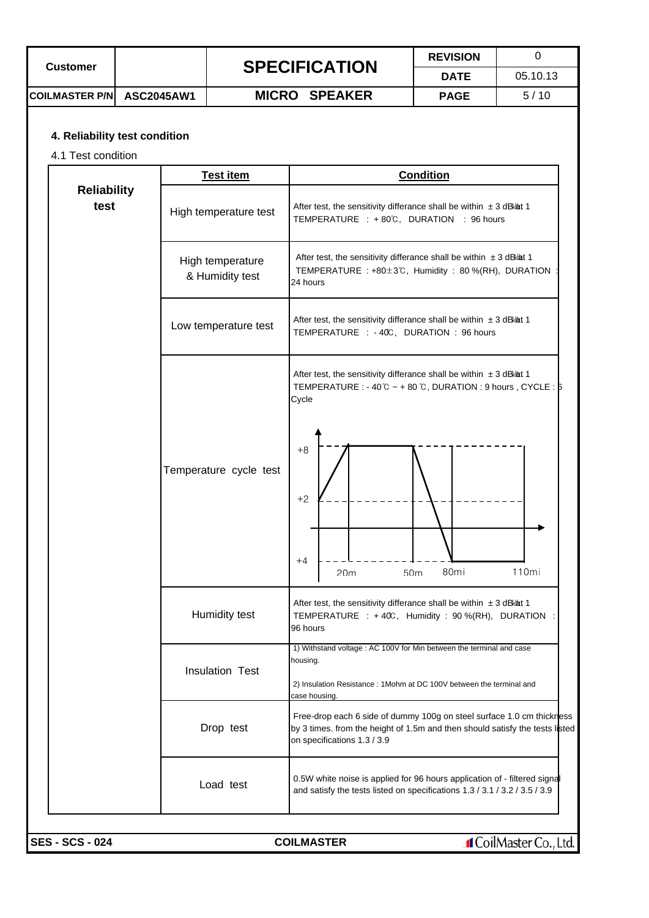| Customer | | SPECIFICATION | REVISION | 0 |
|---|---|---|---|---|
| | | | DATE | 05.10.13 |
| COILMASTER P/N | ASC2045AW1 | MICRO SPEAKER | PAGE | 5 / 10 |

## 4. Reliability test condition

4.1 Test condition

| | Test item | Condition |
|---|---|---|
| **Reliability test** | High temperature test | After test, the sensitivity differance shall be within ± 3 dB at 1㎑<br>TEMPERATURE : + 80℃, DURATION : 96 hours |
| | High temperature & Humidity test | After test, the sensitivity differance shall be within ± 3 dB at 1㎑<br>TEMPERATURE : +80±3℃, Humidity : 80 %(RH), DURATION : 24 hours |
| | Low temperature test | After test, the sensitivity differance shall be within ± 3 dB at 1㎑<br>TEMPERATURE : - 40℃, DURATION : 96 hours |
| | Temperature cycle test | After test, the sensitivity differance shall be within ± 3 dB at 1㎑<br>TEMPERATURE : - 40℃ ~ + 80 ℃, DURATION : 9 hours , CYCLE : 5 Cycle<br>(Chart: +8, +2, +4; 20m, 50m, 80mi, 110mi) |
| | Humidity test | After test, the sensitivity differance shall be within ± 3 dB at 1㎑<br>TEMPERATURE : + 40℃, Humidity : 90 %(RH), DURATION : 96 hours |
| | Insulation Test | 1) Withstand voltage : AC 100V for Min between the terminal and case housing.<br>2) Insulation Resistance : 1Mohm at DC 100V between the terminal and case housing. |
| | Drop test | Free-drop each 6 side of dummy 100g on steel surface 1.0 cm thickness by 3 times. from the height of 1.5m and then should satisfy the tests listed on specifications 1.3 / 3.9 |
| | Load test | 0.5W white noise is applied for 96 hours application of - filtered signal and satisfy the tests listed on specifications 1.3 / 3.1 / 3.2 / 3.5 / 3.9 |

SES - SCS - 024 COILMASTER CoilMaster Co., Ltd.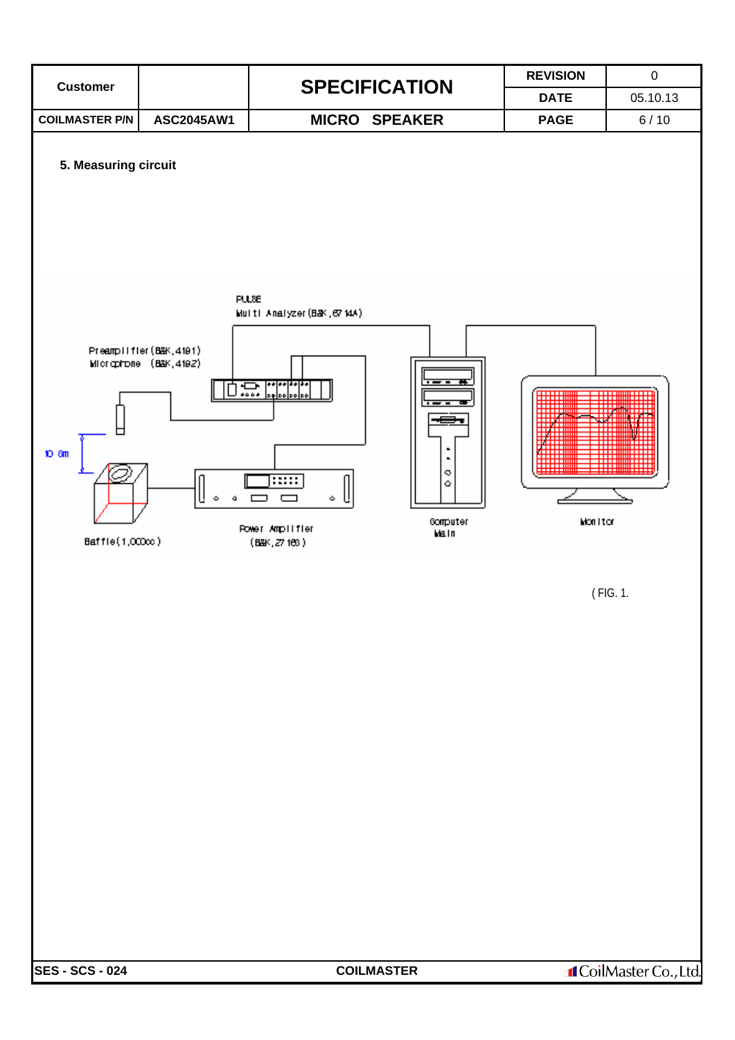| Customer | | SPECIFICATION | REVISION | 0 |
|---|---|---|---|---|
| | | | DATE | 05.10.13 |
| COILMASTER P/N | ASC2045AW1 | MICRO SPEAKER | PAGE | 6 / 10 |

**5. Measuring circuit**

PULSE
Multi Analyzer(B&K,67 14A)

Preamplifier(B&K,4191)
Microphone (B&K,4192)

10 Cm

Baffle(1,000cc)

Power Amplifier
(B&K,27 16)

Computer
Main

Monitor

(FIG. 1.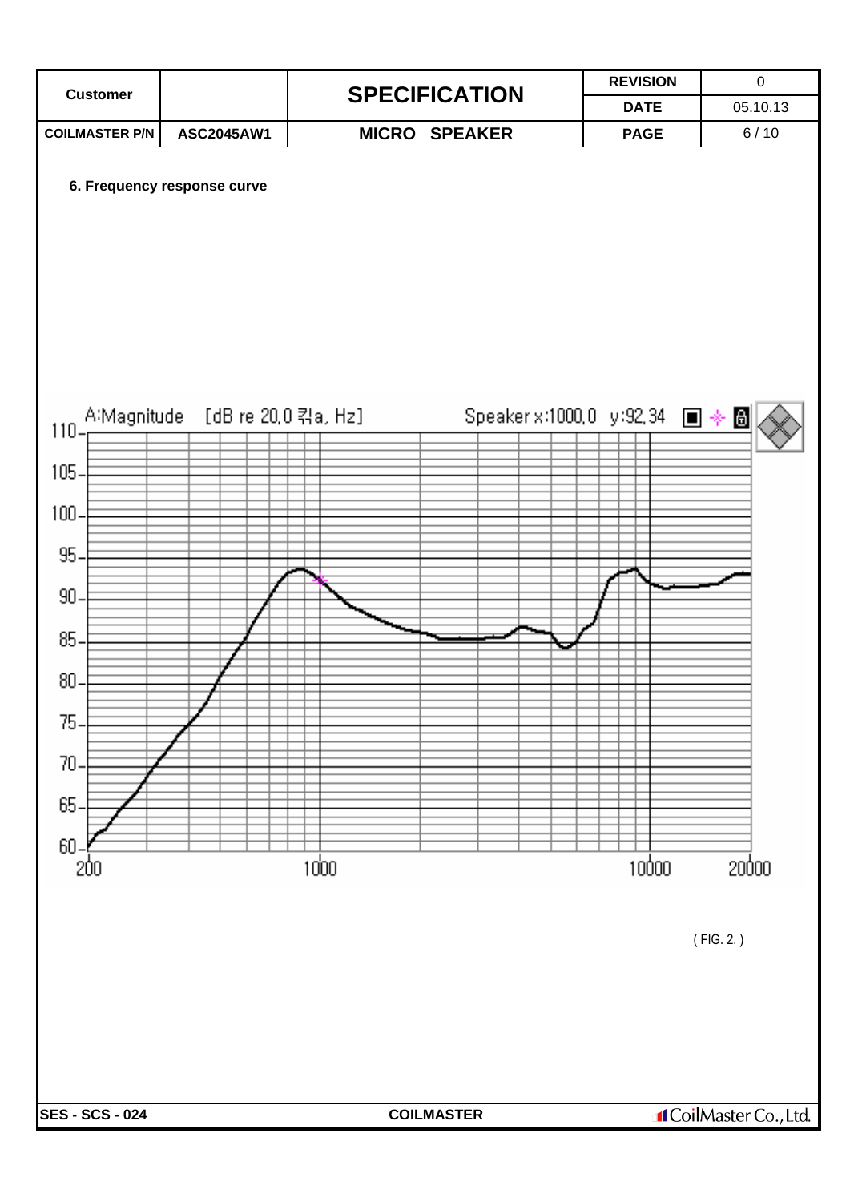| Customer | | SPECIFICATION | REVISION | 0 |
|---|---|---|---|---|
| | | | DATE | 05.10.13 |
| COILMASTER P/N | ASC2045AW1 | MICRO SPEAKER | PAGE | 6 / 10 |

**6. Frequency response curve**

A:Magnitude [dB re 20,0 킈a, Hz] Speaker x:1000,0 y:92,34

( FIG. 2. )

SES - SCS - 024 COILMASTER CoilMaster Co., Ltd.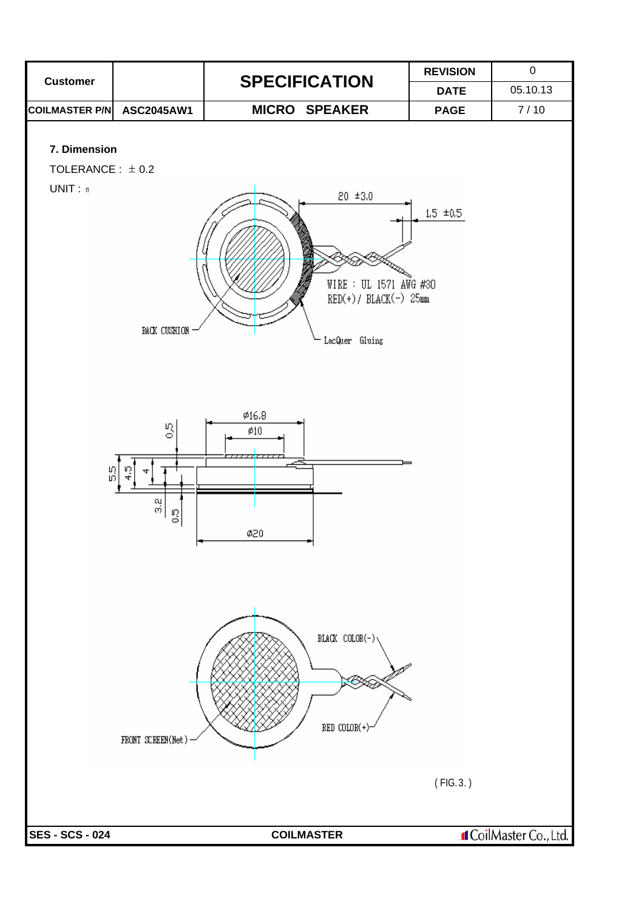| Customer | | SPECIFICATION | REVISION | 0 |
|---|---|---|---|---|
| | | | DATE | 05.10.13 |
| COILMASTER P/N | ASC2045AW1 | MICRO SPEAKER | PAGE | 7 / 10 |

**7. Dimension**

TOLERANCE : ± 0.2

UNIT : ㎜

20 ±3.0

1.5 ±0.5

WIRE : UL 1571 AWG #30
RED(+) / BLACK(-) 25㎜

BACK CUSHION

LacQuer Gluing

Ø16.8

Ø10

0.5

5.5

4.5

4

3.2

0.5

Ø20

BLACK COLOR(-)

RED COLOR(+)

FRONT SCREEN(Net)

( FIG. 3. )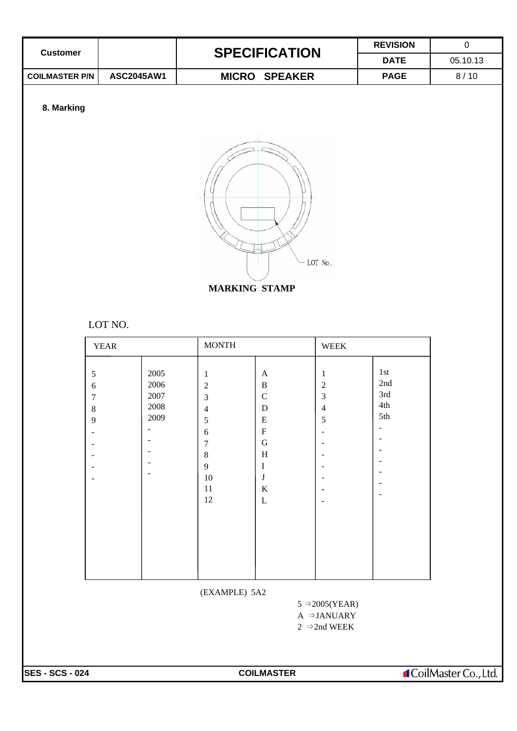## 8. Marking

LOT No.

**MARKING STAMP**

LOT NO.

| YEAR | | MONTH | | WEEK | |
|---|---|---|---|---|---|
| 5 | 2005 | 1 | A | 1 | 1st |
| 6 | 2006 | 2 | B | 2 | 2nd |
| 7 | 2007 | 3 | C | 3 | 3rd |
| 8 | 2008 | 4 | D | 4 | 4th |
| 9 | 2009 | 5 | E | 5 | 5th |
| - | - | 6 | F | - | - |
| - | - | 7 | G | - | - |
| - | - | 8 | H | - | - |
| - | - | 9 | I | - | - |
| - | - | 10 | J | - | - |
| | | 11 | K | - | - |
| | | 12 | L | - | |

(EXAMPLE) 5A2

5 ⇒2005(YEAR)
A ⇒JANUARY
2 ⇒2nd WEEK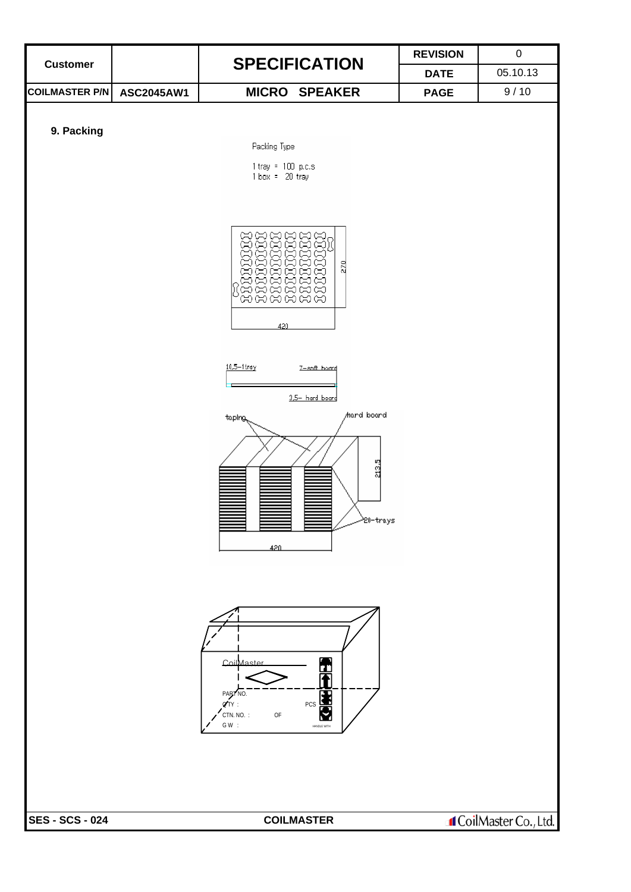| Customer | | SPECIFICATION | REVISION | 0 |
|---|---|---|---|---|
| | | | DATE | 05.10.13 |
| COILMASTER P/N | ASC2045AW1 | MICRO SPEAKER | PAGE | 9 / 10 |

## 9. Packing

Packing Type

1 tray = 100 p.c.s
1 box = 20 tray

270

420

10.5–1tray

7–soft board

3.5– hard board

taping

hard board

213.5

20–trays

420

CoilMaster

PART NO.

Q'TY : PCS

CTN. NO. : OF

G W :

HANDLE WITH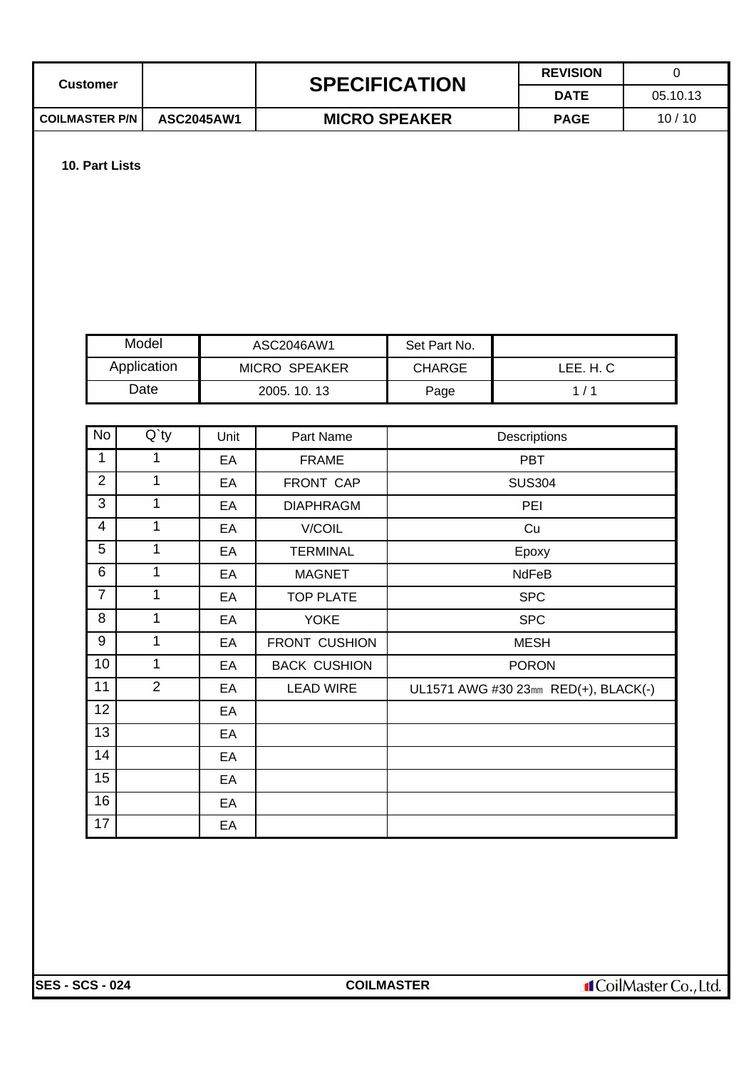| Customer | | SPECIFICATION | REVISION | 0 |
|---|---|---|---|---|
| | | | DATE | 05.10.13 |
| COILMASTER P/N | ASC2045AW1 | MICRO SPEAKER | PAGE | 10 / 10 |

**10. Part Lists**

| Model | ASC2046AW1 | Set Part No. | |
|---|---|---|---|
| Application | MICRO SPEAKER | CHARGE | LEE. H. C |
| Date | 2005. 10. 13 | Page | 1 / 1 |

| No | Q`ty | Unit | Part Name | Descriptions |
|---|---|---|---|---|
| 1 | 1 | EA | FRAME | PBT |
| 2 | 1 | EA | FRONT CAP | SUS304 |
| 3 | 1 | EA | DIAPHRAGM | PEI |
| 4 | 1 | EA | V/COIL | Cu |
| 5 | 1 | EA | TERMINAL | Epoxy |
| 6 | 1 | EA | MAGNET | NdFeB |
| 7 | 1 | EA | TOP PLATE | SPC |
| 8 | 1 | EA | YOKE | SPC |
| 9 | 1 | EA | FRONT CUSHION | MESH |
| 10 | 1 | EA | BACK CUSHION | PORON |
| 11 | 2 | EA | LEAD WIRE | UL1571 AWG #30 23㎜ RED(+), BLACK(-) |
| 12 | | EA | | |
| 13 | | EA | | |
| 14 | | EA | | |
| 15 | | EA | | |
| 16 | | EA | | |
| 17 | | EA | | |

SES - SCS - 024 COILMASTER CoilMaster Co., Ltd.